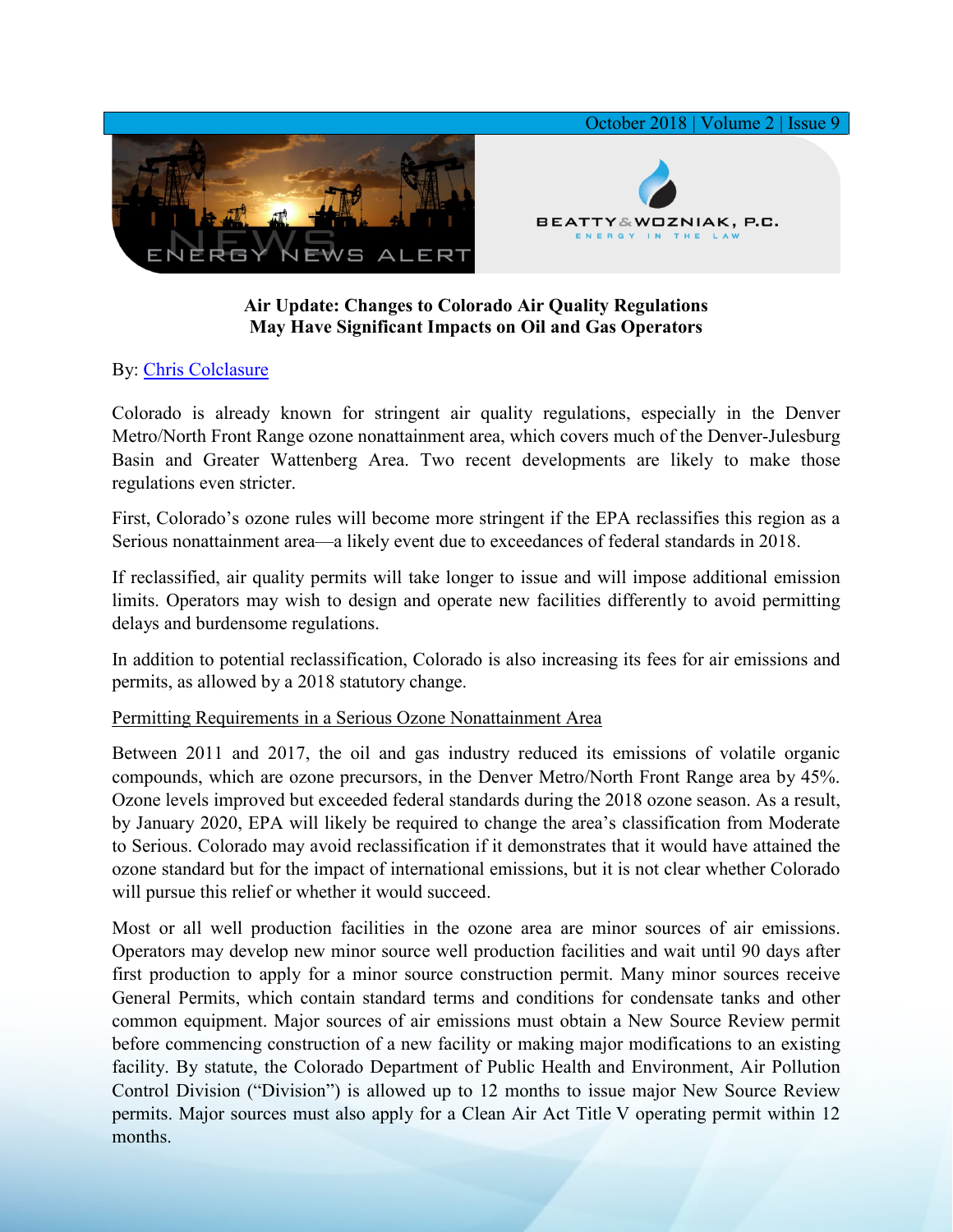October 2018 | Volume 2 | Issue 9

ENERGY NEWS ALERT

BEATTY & WOZNIAK, P.C.
ENERGY IN THE LAW

## Air Update: Changes to Colorado Air Quality Regulations May Have Significant Impacts on Oil and Gas Operators

By: Chris Colclasure

Colorado is already known for stringent air quality regulations, especially in the Denver Metro/North Front Range ozone nonattainment area, which covers much of the Denver-Julesburg Basin and Greater Wattenberg Area. Two recent developments are likely to make those regulations even stricter.

First, Colorado's ozone rules will become more stringent if the EPA reclassifies this region as a Serious nonattainment area—a likely event due to exceedances of federal standards in 2018.

If reclassified, air quality permits will take longer to issue and will impose additional emission limits. Operators may wish to design and operate new facilities differently to avoid permitting delays and burdensome regulations.

In addition to potential reclassification, Colorado is also increasing its fees for air emissions and permits, as allowed by a 2018 statutory change.

### Permitting Requirements in a Serious Ozone Nonattainment Area

Between 2011 and 2017, the oil and gas industry reduced its emissions of volatile organic compounds, which are ozone precursors, in the Denver Metro/North Front Range area by 45%. Ozone levels improved but exceeded federal standards during the 2018 ozone season. As a result, by January 2020, EPA will likely be required to change the area's classification from Moderate to Serious. Colorado may avoid reclassification if it demonstrates that it would have attained the ozone standard but for the impact of international emissions, but it is not clear whether Colorado will pursue this relief or whether it would succeed.

Most or all well production facilities in the ozone area are minor sources of air emissions. Operators may develop new minor source well production facilities and wait until 90 days after first production to apply for a minor source construction permit. Many minor sources receive General Permits, which contain standard terms and conditions for condensate tanks and other common equipment. Major sources of air emissions must obtain a New Source Review permit before commencing construction of a new facility or making major modifications to an existing facility. By statute, the Colorado Department of Public Health and Environment, Air Pollution Control Division ("Division") is allowed up to 12 months to issue major New Source Review permits. Major sources must also apply for a Clean Air Act Title V operating permit within 12 months.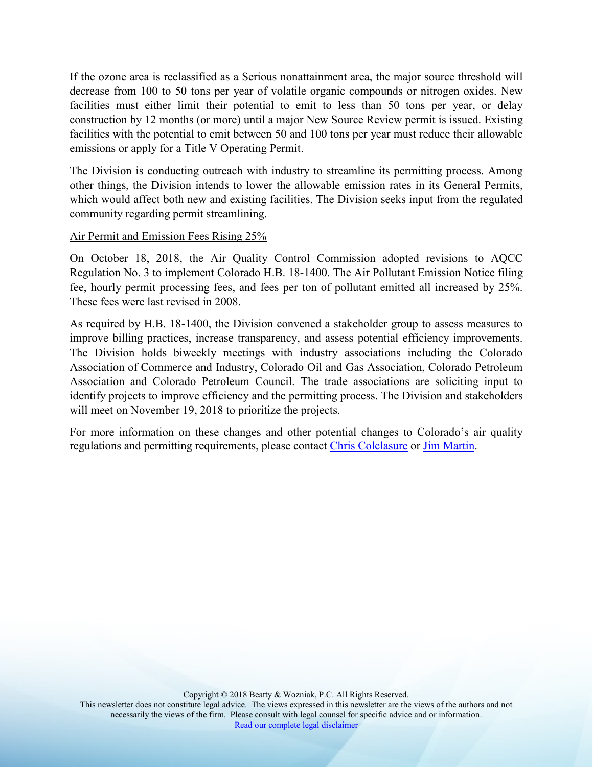If the ozone area is reclassified as a Serious nonattainment area, the major source threshold will decrease from 100 to 50 tons per year of volatile organic compounds or nitrogen oxides. New facilities must either limit their potential to emit to less than 50 tons per year, or delay construction by 12 months (or more) until a major New Source Review permit is issued. Existing facilities with the potential to emit between 50 and 100 tons per year must reduce their allowable emissions or apply for a Title V Operating Permit.

The Division is conducting outreach with industry to streamline its permitting process. Among other things, the Division intends to lower the allowable emission rates in its General Permits, which would affect both new and existing facilities. The Division seeks input from the regulated community regarding permit streamlining.

Air Permit and Emission Fees Rising 25%

On October 18, 2018, the Air Quality Control Commission adopted revisions to AQCC Regulation No. 3 to implement Colorado H.B. 18-1400. The Air Pollutant Emission Notice filing fee, hourly permit processing fees, and fees per ton of pollutant emitted all increased by 25%. These fees were last revised in 2008.

As required by H.B. 18-1400, the Division convened a stakeholder group to assess measures to improve billing practices, increase transparency, and assess potential efficiency improvements. The Division holds biweekly meetings with industry associations including the Colorado Association of Commerce and Industry, Colorado Oil and Gas Association, Colorado Petroleum Association and Colorado Petroleum Council. The trade associations are soliciting input to identify projects to improve efficiency and the permitting process. The Division and stakeholders will meet on November 19, 2018 to prioritize the projects.

For more information on these changes and other potential changes to Colorado's air quality regulations and permitting requirements, please contact Chris Colclasure or Jim Martin.

Copyright © 2018 Beatty & Wozniak, P.C. All Rights Reserved.
This newsletter does not constitute legal advice. The views expressed in this newsletter are the views of the authors and not necessarily the views of the firm. Please consult with legal counsel for specific advice and or information.
Read our complete legal disclaimer